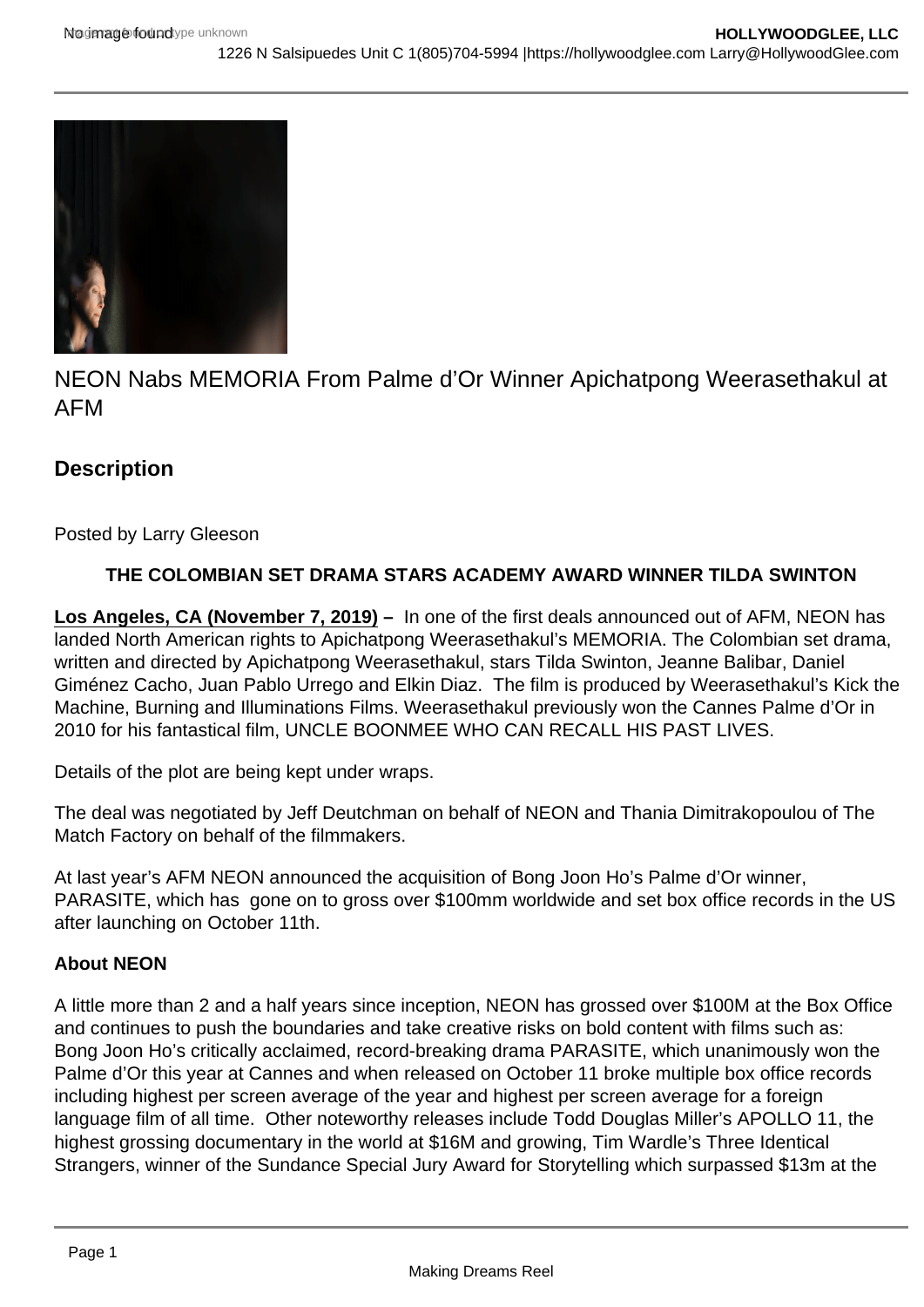# NEON Nabs MEMORIA From Palme d'Or Winner Apichatpong Weerasethakul at AFM

## Description

Posted by Larry Gleeson

**THE COLOMBIAN SET DRAMA STARS ACADEMY AWARD WINNER TILDA SWINTON**

**Los Angeles, CA (November 7, 2019) –** In one of the first deals announced out of AFM, NEON has landed North American rights to Apichatpong Weerasethakul's MEMORIA. The Colombian set drama, written and directed by Apichatpong Weerasethakul, stars Tilda Swinton, Jeanne Balibar, Daniel Giménez Cacho, Juan Pablo Urrego and Elkin Diaz. The film is produced by Weerasethakul's Kick the Machine, Burning and Illuminations Films. Weerasethakul previously won the Cannes Palme d'Or in 2010 for his fantastical film, UNCLE BOONMEE WHO CAN RECALL HIS PAST LIVES.

Details of the plot are being kept under wraps.

The deal was negotiated by Jeff Deutchman on behalf of NEON and Thania Dimitrakopoulou of The Match Factory on behalf of the filmmakers.

At last year's AFM NEON announced the acquisition of Bong Joon Ho's Palme d'Or winner, PARASITE, which has gone on to gross over $100mm worldwide and set box office records in the US after launching on October 11th.

**About NEON**

A little more than 2 and a half years since inception, NEON has grossed over $100M at the Box Office and continues to push the boundaries and take creative risks on bold content with films such as: Bong Joon Ho's critically acclaimed, record-breaking drama PARASITE, which unanimously won the Palme d'Or this year at Cannes and when released on October 11 broke multiple box office records including highest per screen average of the year and highest per screen average for a foreign language film of all time. Other noteworthy releases include Todd Douglas Miller's APOLLO 11, the highest grossing documentary in the world at $16M and growing, Tim Wardle's Three Identical Strangers, winner of the Sundance Special Jury Award for Storytelling which surpassed $13m at the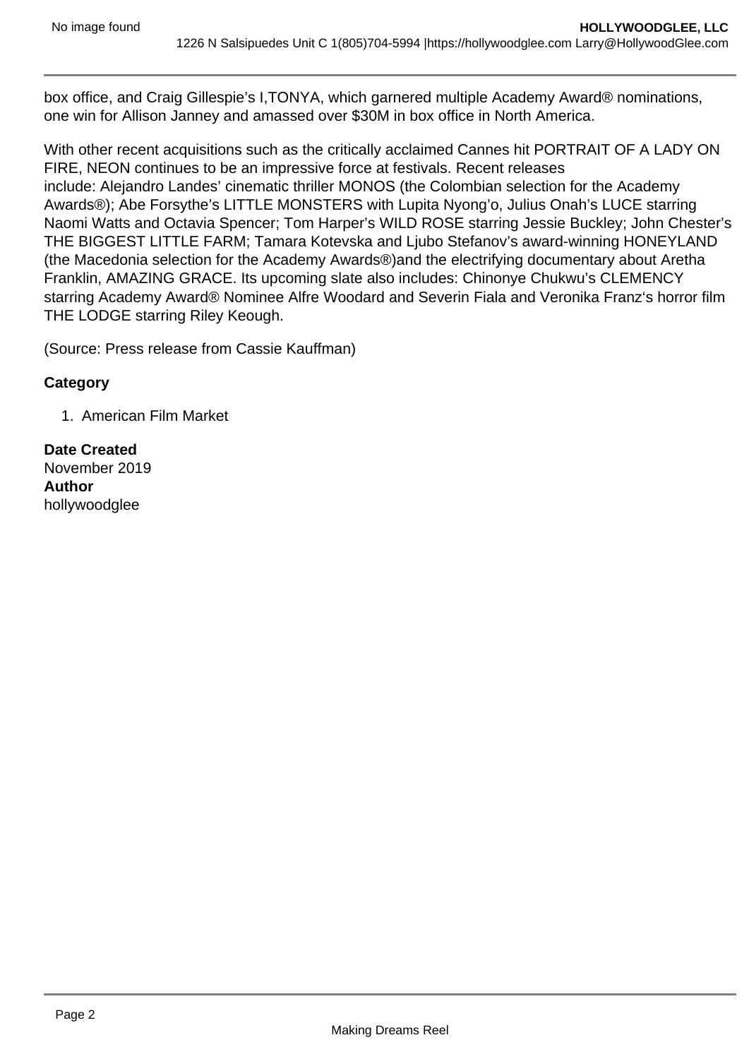box office, and Craig Gillespie's I,TONYA, which garnered multiple Academy Award® nominations, one win for Allison Janney and amassed over $30M in box office in North America.

With other recent acquisitions such as the critically acclaimed Cannes hit PORTRAIT OF A LADY ON FIRE, NEON continues to be an impressive force at festivals. Recent releases include: Alejandro Landes' cinematic thriller MONOS (the Colombian selection for the Academy Awards®); Abe Forsythe's LITTLE MONSTERS with Lupita Nyong'o, Julius Onah's LUCE starring Naomi Watts and Octavia Spencer; Tom Harper's WILD ROSE starring Jessie Buckley; John Chester's THE BIGGEST LITTLE FARM; Tamara Kotevska and Ljubo Stefanov's award-winning HONEYLAND (the Macedonia selection for the Academy Awards®)and the electrifying documentary about Aretha Franklin, AMAZING GRACE. Its upcoming slate also includes: Chinonye Chukwu's CLEMENCY starring Academy Award® Nominee Alfre Woodard and Severin Fiala and Veronika Franz's horror film THE LODGE starring Riley Keough.

(Source: Press release from Cassie Kauffman)

**Category**

1. American Film Market

**Date Created**
November 2019
**Author**
hollywoodglee